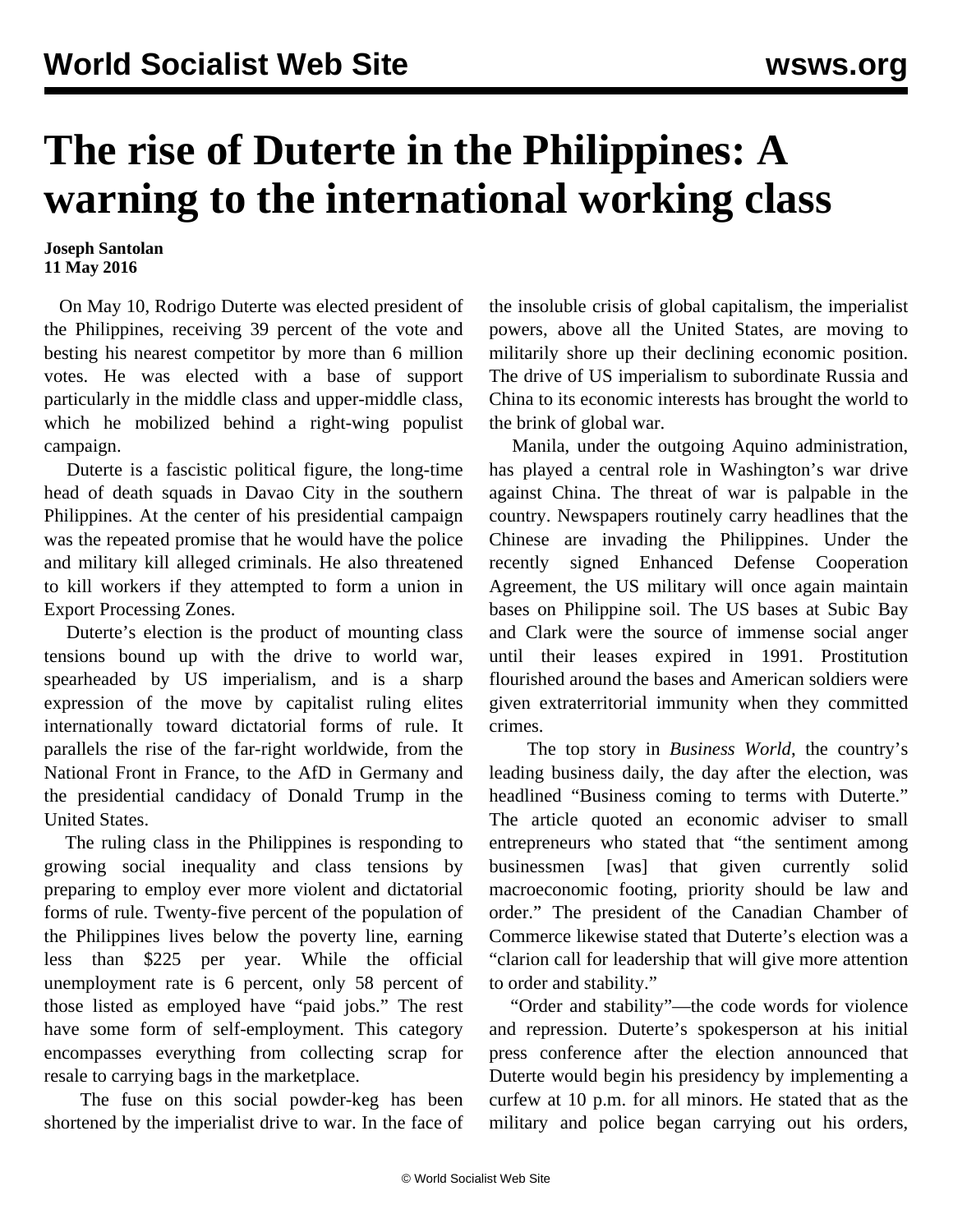# The rise of Duterte in the Philippines: A warning to the international working class

**Joseph Santolan**
**11 May 2016**

On May 10, Rodrigo Duterte was elected president of the Philippines, receiving 39 percent of the vote and besting his nearest competitor by more than 6 million votes. He was elected with a base of support particularly in the middle class and upper-middle class, which he mobilized behind a right-wing populist campaign.

Duterte is a fascistic political figure, the long-time head of death squads in Davao City in the southern Philippines. At the center of his presidential campaign was the repeated promise that he would have the police and military kill alleged criminals. He also threatened to kill workers if they attempted to form a union in Export Processing Zones.

Duterte's election is the product of mounting class tensions bound up with the drive to world war, spearheaded by US imperialism, and is a sharp expression of the move by capitalist ruling elites internationally toward dictatorial forms of rule. It parallels the rise of the far-right worldwide, from the National Front in France, to the AfD in Germany and the presidential candidacy of Donald Trump in the United States.

The ruling class in the Philippines is responding to growing social inequality and class tensions by preparing to employ ever more violent and dictatorial forms of rule. Twenty-five percent of the population of the Philippines lives below the poverty line, earning less than $225 per year. While the official unemployment rate is 6 percent, only 58 percent of those listed as employed have "paid jobs." The rest have some form of self-employment. This category encompasses everything from collecting scrap for resale to carrying bags in the marketplace.

The fuse on this social powder-keg has been shortened by the imperialist drive to war. In the face of the insoluble crisis of global capitalism, the imperialist powers, above all the United States, are moving to militarily shore up their declining economic position. The drive of US imperialism to subordinate Russia and China to its economic interests has brought the world to the brink of global war.

Manila, under the outgoing Aquino administration, has played a central role in Washington's war drive against China. The threat of war is palpable in the country. Newspapers routinely carry headlines that the Chinese are invading the Philippines. Under the recently signed Enhanced Defense Cooperation Agreement, the US military will once again maintain bases on Philippine soil. The US bases at Subic Bay and Clark were the source of immense social anger until their leases expired in 1991. Prostitution flourished around the bases and American soldiers were given extraterritorial immunity when they committed crimes.

The top story in *Business World*, the country's leading business daily, the day after the election, was headlined "Business coming to terms with Duterte." The article quoted an economic adviser to small entrepreneurs who stated that "the sentiment among businessmen [was] that given currently solid macroeconomic footing, priority should be law and order." The president of the Canadian Chamber of Commerce likewise stated that Duterte's election was a "clarion call for leadership that will give more attention to order and stability."

"Order and stability"—the code words for violence and repression. Duterte's spokesperson at his initial press conference after the election announced that Duterte would begin his presidency by implementing a curfew at 10 p.m. for all minors. He stated that as the military and police began carrying out his orders,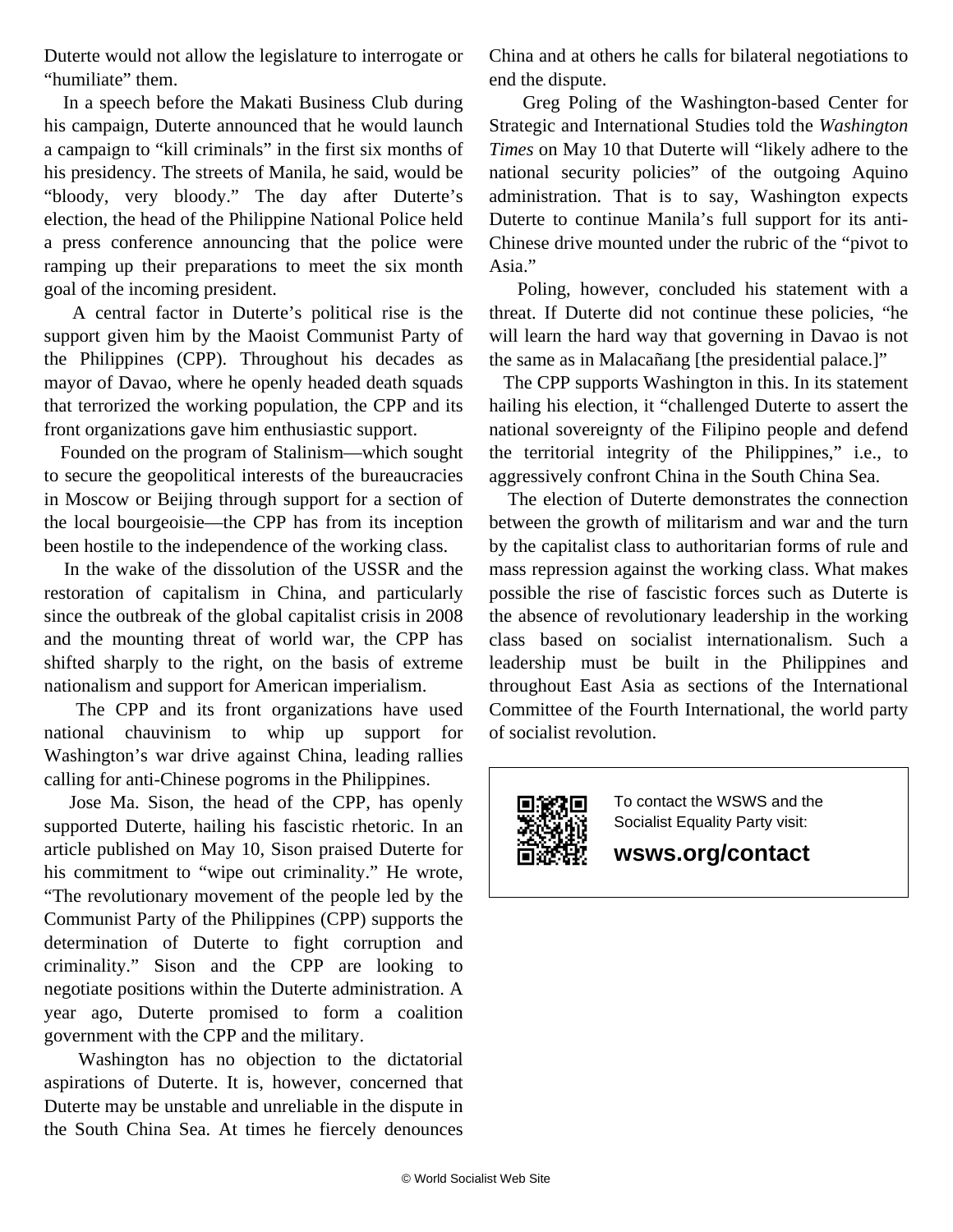Duterte would not allow the legislature to interrogate or "humiliate" them.

In a speech before the Makati Business Club during his campaign, Duterte announced that he would launch a campaign to "kill criminals" in the first six months of his presidency. The streets of Manila, he said, would be "bloody, very bloody." The day after Duterte's election, the head of the Philippine National Police held a press conference announcing that the police were ramping up their preparations to meet the six month goal of the incoming president.

A central factor in Duterte's political rise is the support given him by the Maoist Communist Party of the Philippines (CPP). Throughout his decades as mayor of Davao, where he openly headed death squads that terrorized the working population, the CPP and its front organizations gave him enthusiastic support.

Founded on the program of Stalinism—which sought to secure the geopolitical interests of the bureaucracies in Moscow or Beijing through support for a section of the local bourgeoisie—the CPP has from its inception been hostile to the independence of the working class.

In the wake of the dissolution of the USSR and the restoration of capitalism in China, and particularly since the outbreak of the global capitalist crisis in 2008 and the mounting threat of world war, the CPP has shifted sharply to the right, on the basis of extreme nationalism and support for American imperialism.

The CPP and its front organizations have used national chauvinism to whip up support for Washington's war drive against China, leading rallies calling for anti-Chinese pogroms in the Philippines.

Jose Ma. Sison, the head of the CPP, has openly supported Duterte, hailing his fascistic rhetoric. In an article published on May 10, Sison praised Duterte for his commitment to "wipe out criminality." He wrote, "The revolutionary movement of the people led by the Communist Party of the Philippines (CPP) supports the determination of Duterte to fight corruption and criminality." Sison and the CPP are looking to negotiate positions within the Duterte administration. A year ago, Duterte promised to form a coalition government with the CPP and the military.

Washington has no objection to the dictatorial aspirations of Duterte. It is, however, concerned that Duterte may be unstable and unreliable in the dispute in the South China Sea. At times he fiercely denounces China and at others he calls for bilateral negotiations to end the dispute.

Greg Poling of the Washington-based Center for Strategic and International Studies told the *Washington Times* on May 10 that Duterte will "likely adhere to the national security policies" of the outgoing Aquino administration. That is to say, Washington expects Duterte to continue Manila's full support for its anti-Chinese drive mounted under the rubric of the "pivot to Asia."

Poling, however, concluded his statement with a threat. If Duterte did not continue these policies, "he will learn the hard way that governing in Davao is not the same as in Malacañang [the presidential palace.]"

The CPP supports Washington in this. In its statement hailing his election, it "challenged Duterte to assert the national sovereignty of the Filipino people and defend the territorial integrity of the Philippines," i.e., to aggressively confront China in the South China Sea.

The election of Duterte demonstrates the connection between the growth of militarism and war and the turn by the capitalist class to authoritarian forms of rule and mass repression against the working class. What makes possible the rise of fascistic forces such as Duterte is the absence of revolutionary leadership in the working class based on socialist internationalism. Such a leadership must be built in the Philippines and throughout East Asia as sections of the International Committee of the Fourth International, the world party of socialist revolution.

To contact the WSWS and the Socialist Equality Party visit:

**wsws.org/contact**